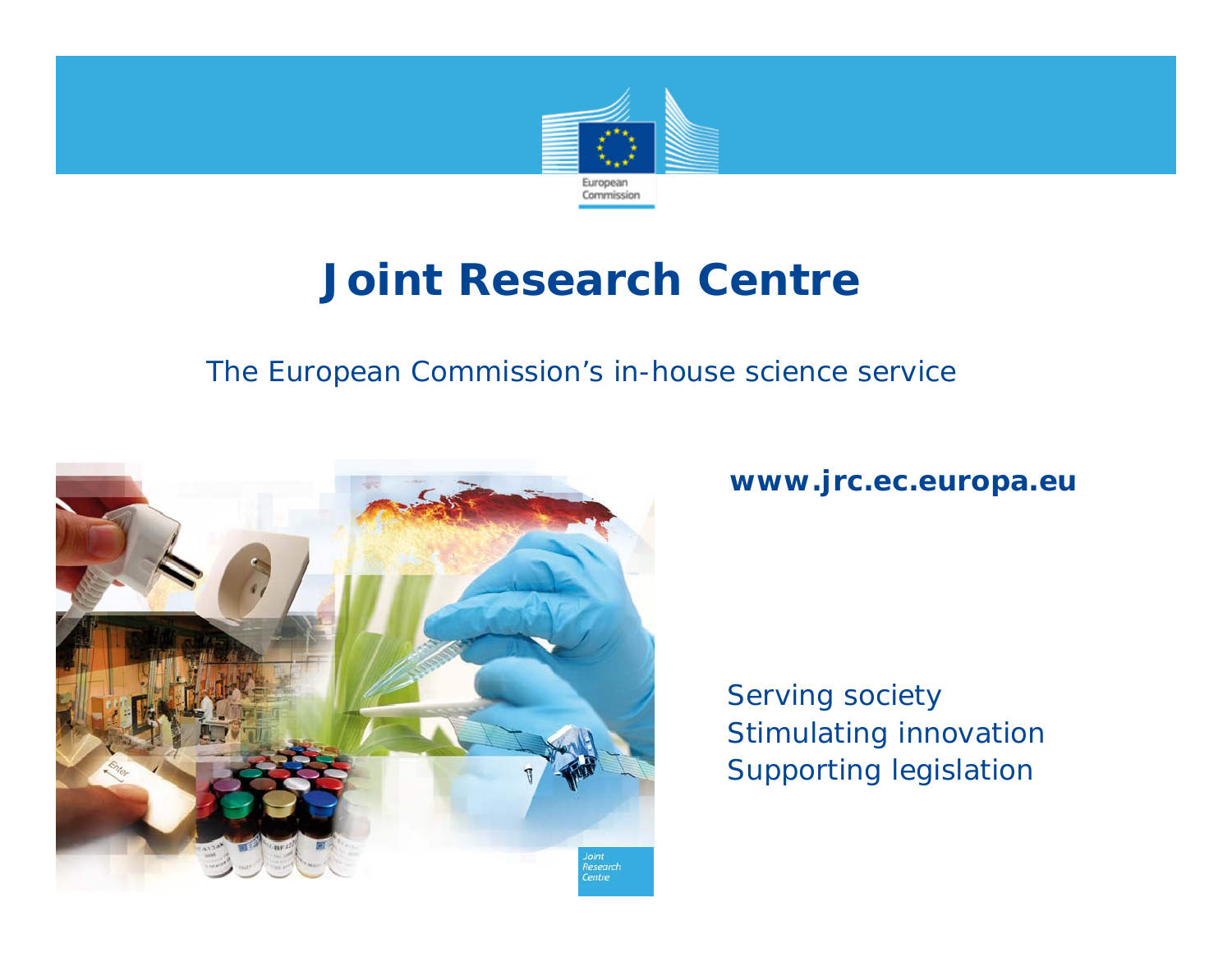# Joint Research Centre

The European Commission's in-house science service

**www.jrc.ec.europa.eu**

Serving society
Stimulating innovation
Supporting legislation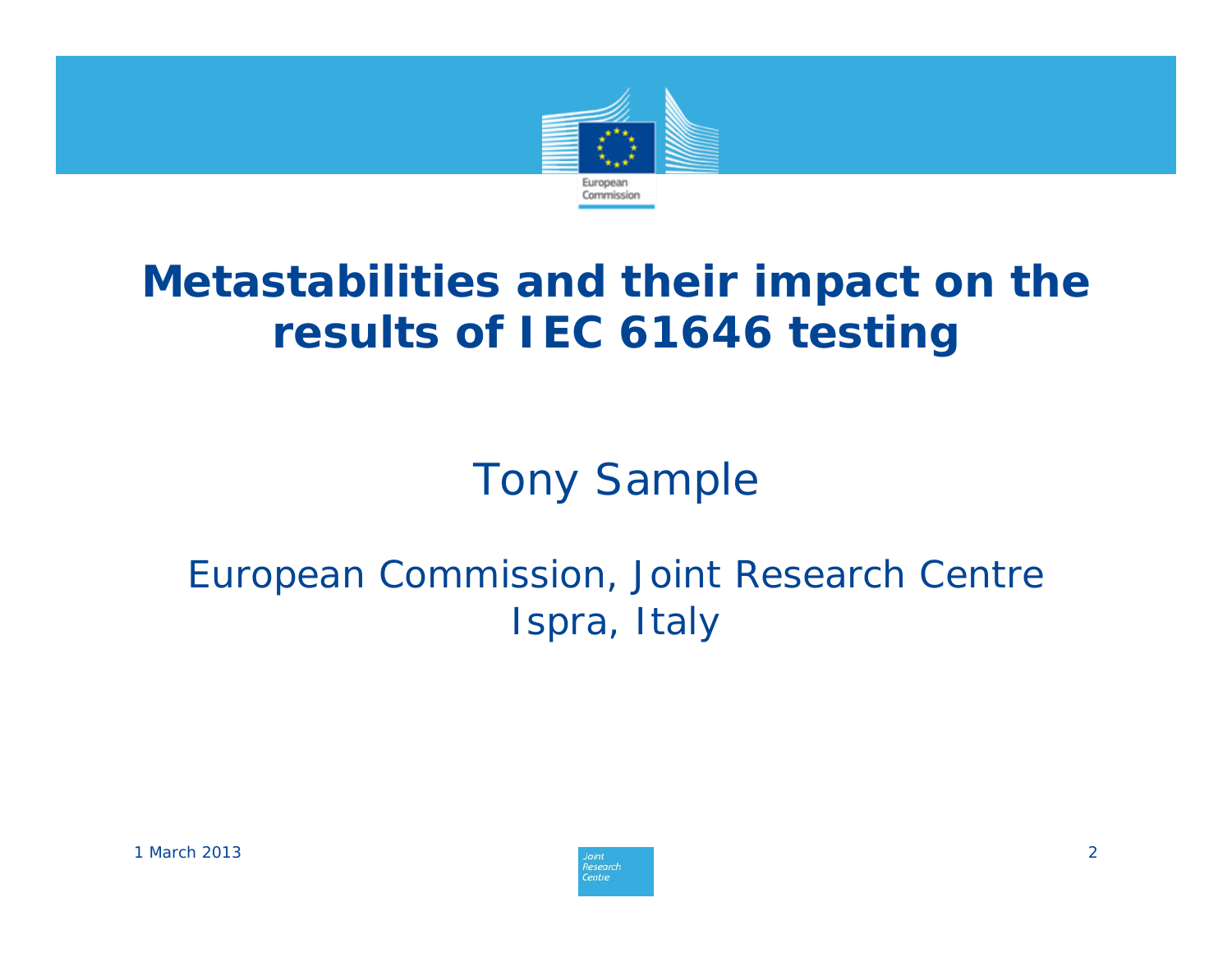# Metastabilities and their impact on the results of IEC 61646 testing

Tony Sample

European Commission, Joint Research Centre
Ispra, Italy

1 March 2013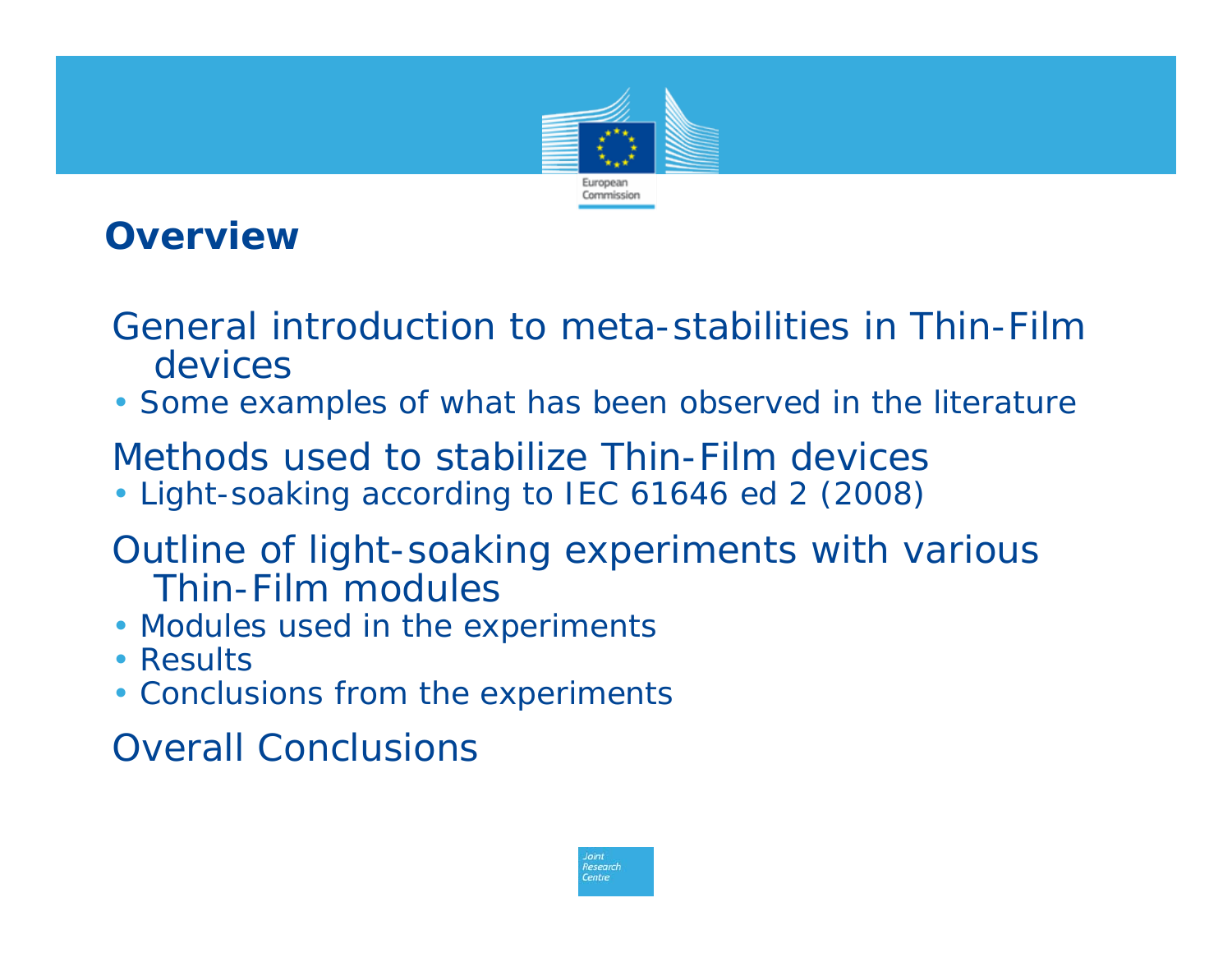## Overview

General introduction to meta-stabilities in Thin-Film devices

- Some examples of what has been observed in the literature

Methods used to stabilize Thin-Film devices

- Light-soaking according to IEC 61646 ed 2 (2008)

Outline of light-soaking experiments with various Thin-Film modules

- Modules used in the experiments
- Results
- Conclusions from the experiments

Overall Conclusions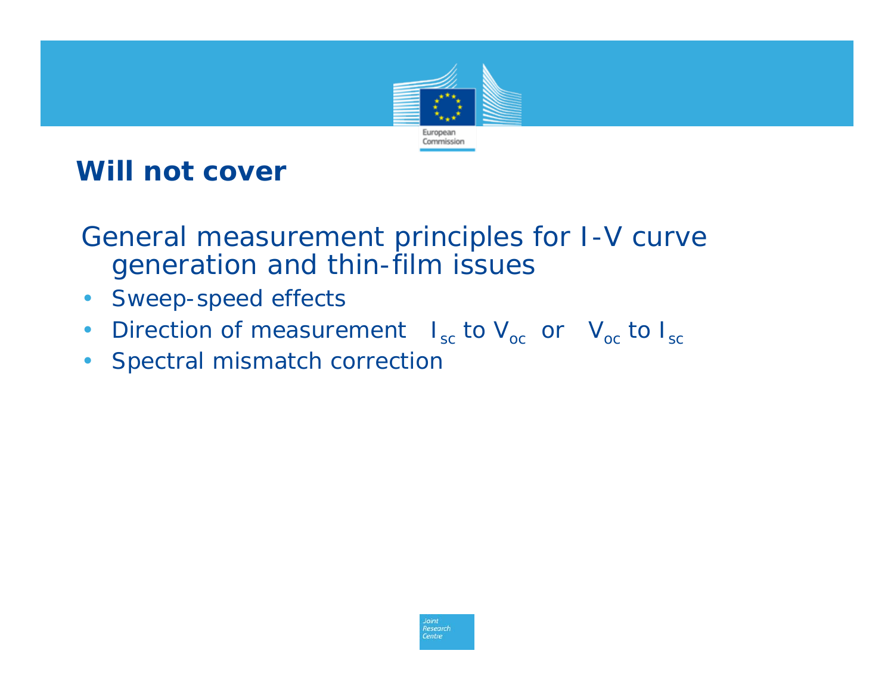# Will not cover

General measurement principles for I-V curve generation and thin-film issues

- Sweep-speed effects
- Direction of measurement $I_{sc}$ to $V_{oc}$ or $V_{oc}$ to $I_{sc}$
- Spectral mismatch correction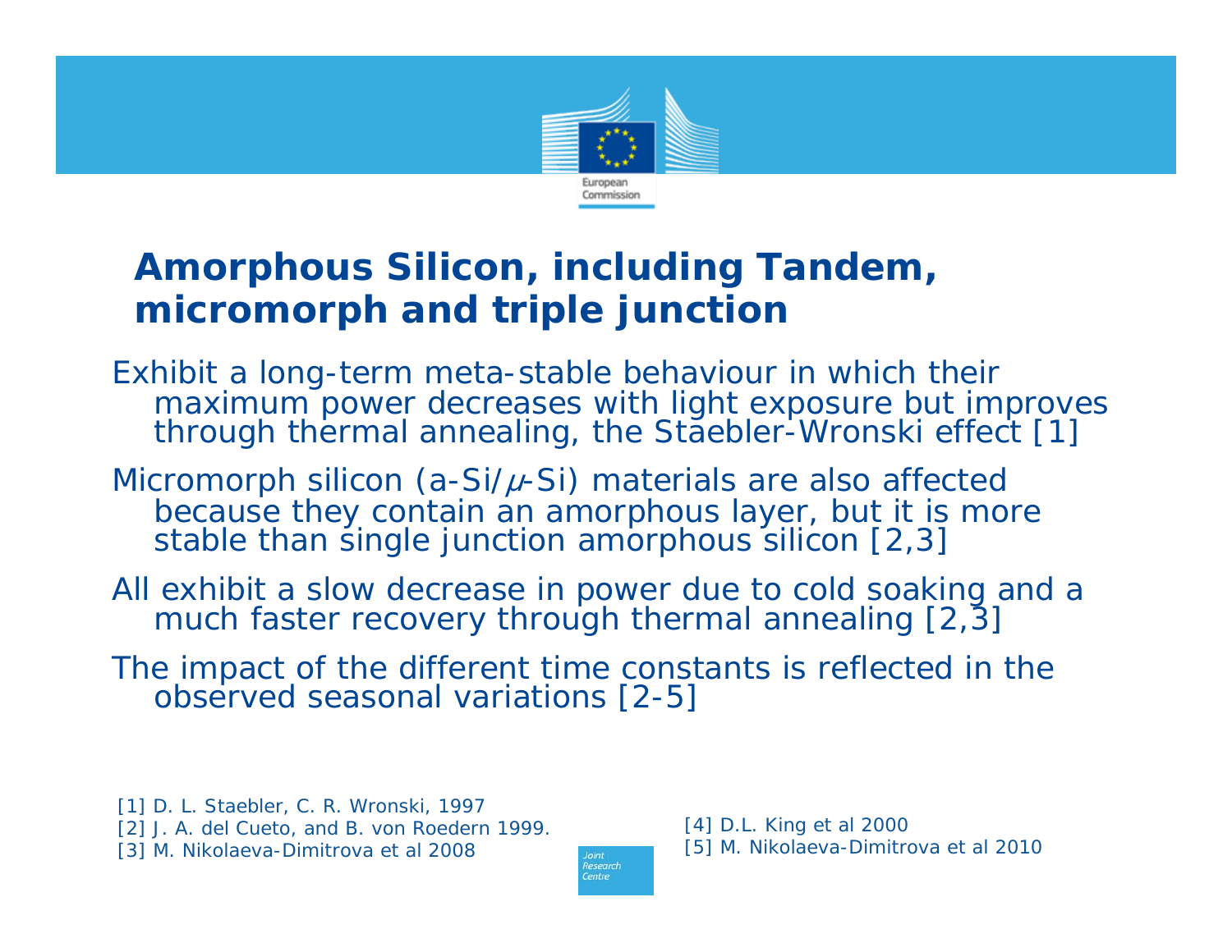# Amorphous Silicon, including Tandem, micromorph and triple junction

Exhibit a long-term meta-stable behaviour in which their maximum power decreases with light exposure but improves through thermal annealing, the Staebler-Wronski effect [1]

Micromorph silicon (a-Si/$\mu$-Si) materials are also affected because they contain an amorphous layer, but it is more stable than single junction amorphous silicon [2,3]

All exhibit a slow decrease in power due to cold soaking and a much faster recovery through thermal annealing [2,3]

The impact of the different time constants is reflected in the observed seasonal variations [2-5]

[1] D. L. Staebler, C. R. Wronski, 1997
[2] J. A. del Cueto, and B. von Roedern 1999.
[3] M. Nikolaeva-Dimitrova et al 2008
[4] D.L. King et al 2000
[5] M. Nikolaeva-Dimitrova et al 2010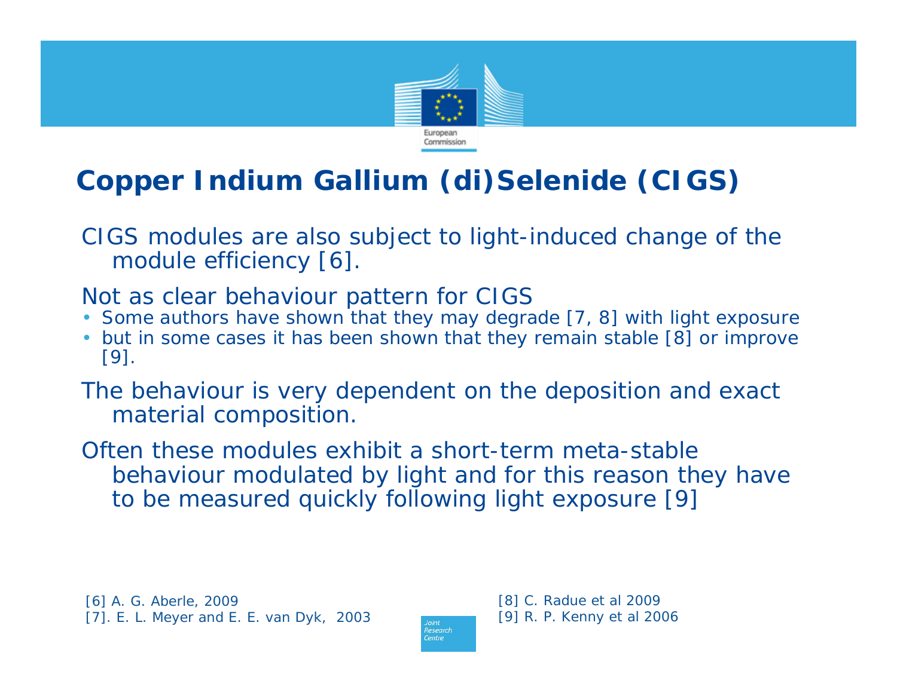# Copper Indium Gallium (di)Selenide (CIGS)

CIGS modules are also subject to light-induced change of the module efficiency [6].

Not as clear behaviour pattern for CIGS

- Some authors have shown that they may degrade [7, 8] with light exposure
- but in some cases it has been shown that they remain stable [8] or improve [9].

The behaviour is very dependent on the deposition and exact material composition.

Often these modules exhibit a short-term meta-stable behaviour modulated by light and for this reason they have to be measured quickly following light exposure [9]

[6] A. G. Aberle, 2009
[7]. E. L. Meyer and E. E. van Dyk, 2003
[8] C. Radue et al 2009
[9] R. P. Kenny et al 2006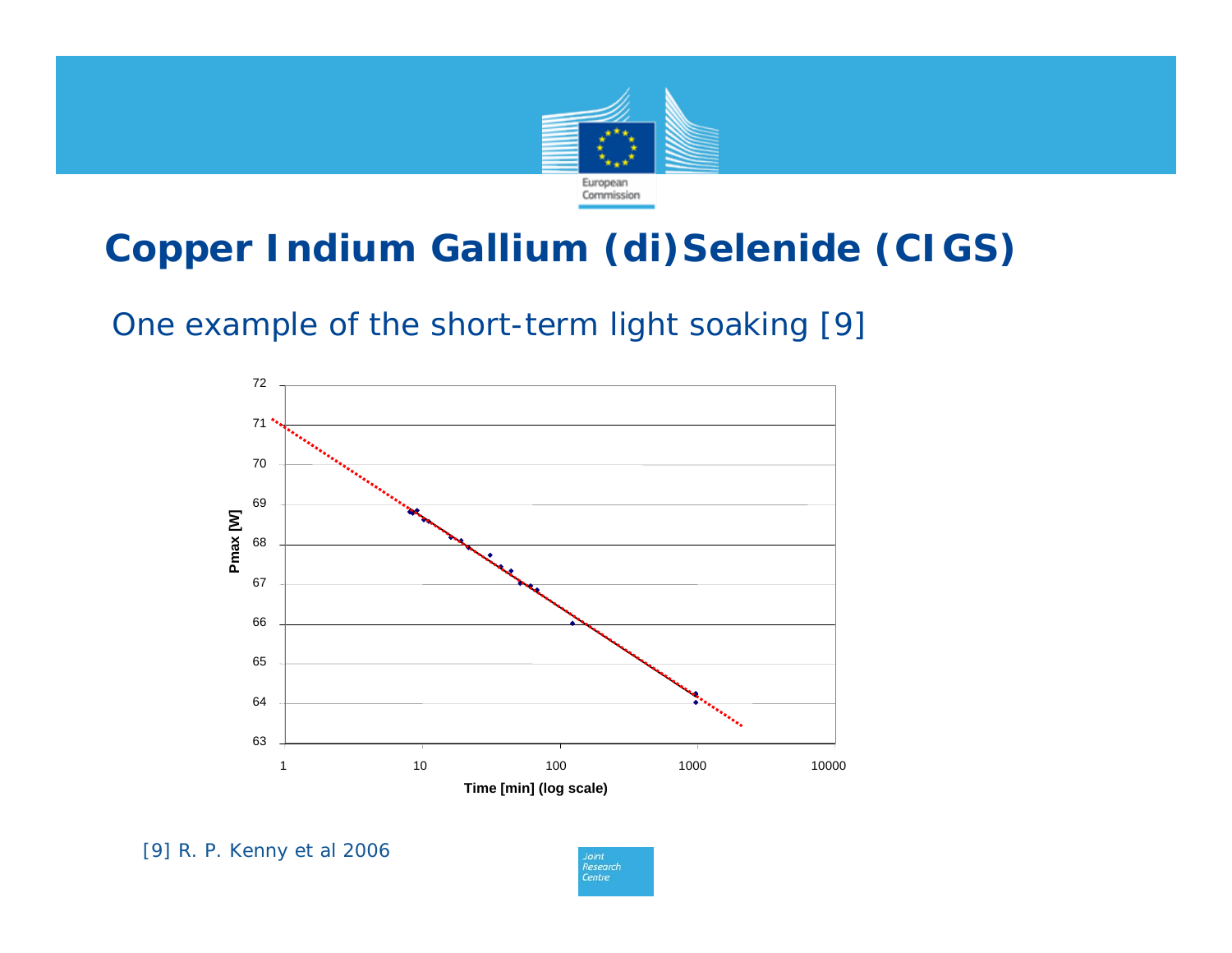# Copper Indium Gallium (di)Selenide (CIGS)

One example of the short-term light soaking [9]

[9] R. P. Kenny et al 2006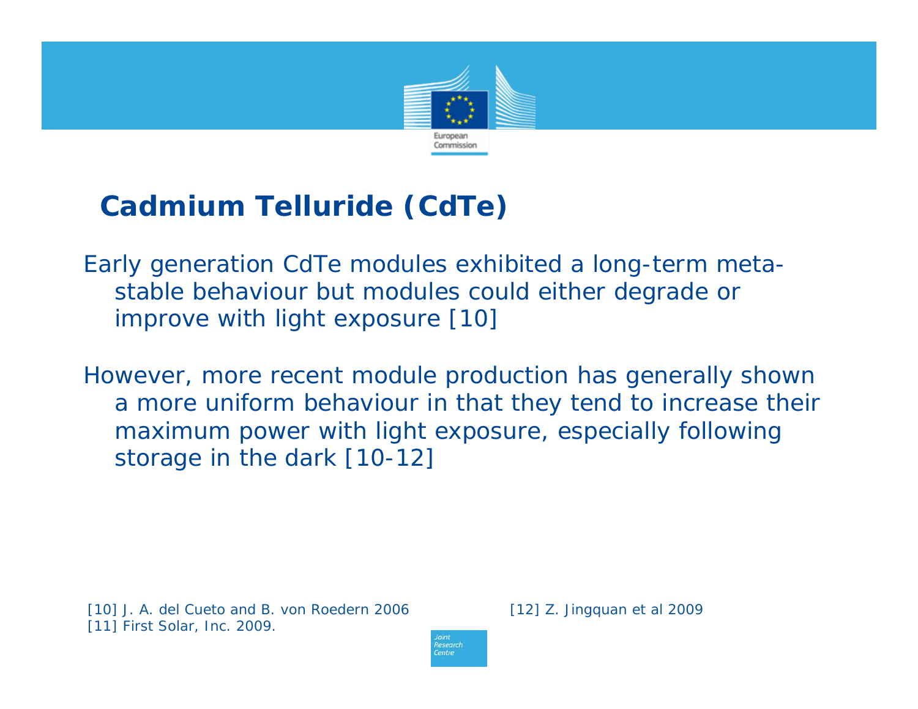## Cadmium Telluride (CdTe)

Early generation CdTe modules exhibited a long-term meta-stable behaviour but modules could either degrade or improve with light exposure [10]

However, more recent module production has generally shown a more uniform behaviour in that they tend to increase their maximum power with light exposure, especially following storage in the dark [10-12]

[10] J. A. del Cueto and B. von Roedern 2006
[11] First Solar, Inc. 2009.
[12] Z. Jingquan et al 2009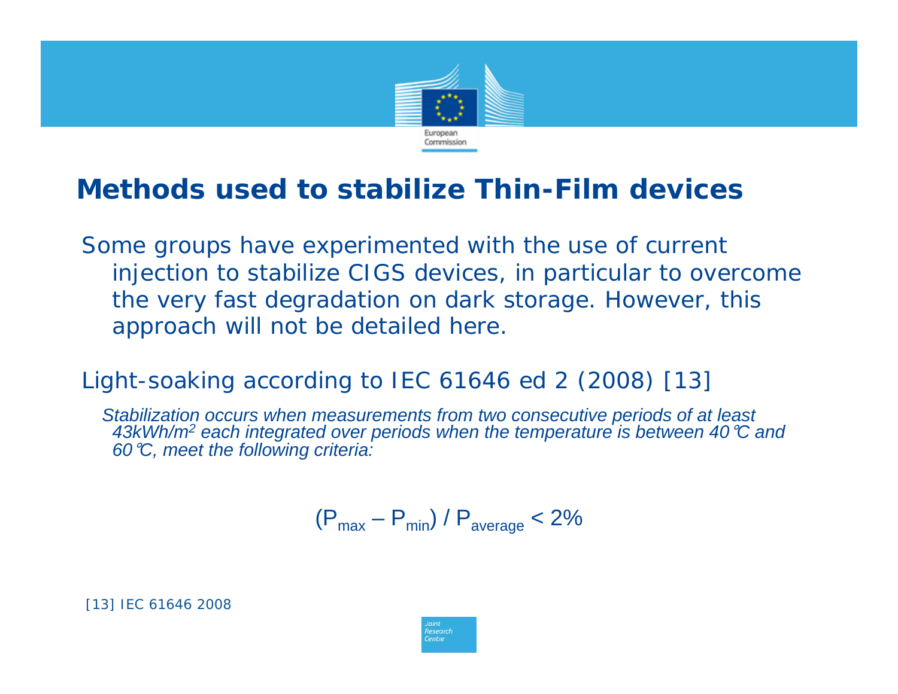# Methods used to stabilize Thin-Film devices

Some groups have experimented with the use of current injection to stabilize CIGS devices, in particular to overcome the very fast degradation on dark storage. However, this approach will not be detailed here.

Light-soaking according to IEC 61646 ed 2 (2008) [13]

*Stabilization occurs when measurements from two consecutive periods of at least 43kWh/m² each integrated over periods when the temperature is between 40°C and 60°C, meet the following criteria:*

$$(P_{max} – P_{min}) / P_{average} < 2\%$$

[13] IEC 61646 2008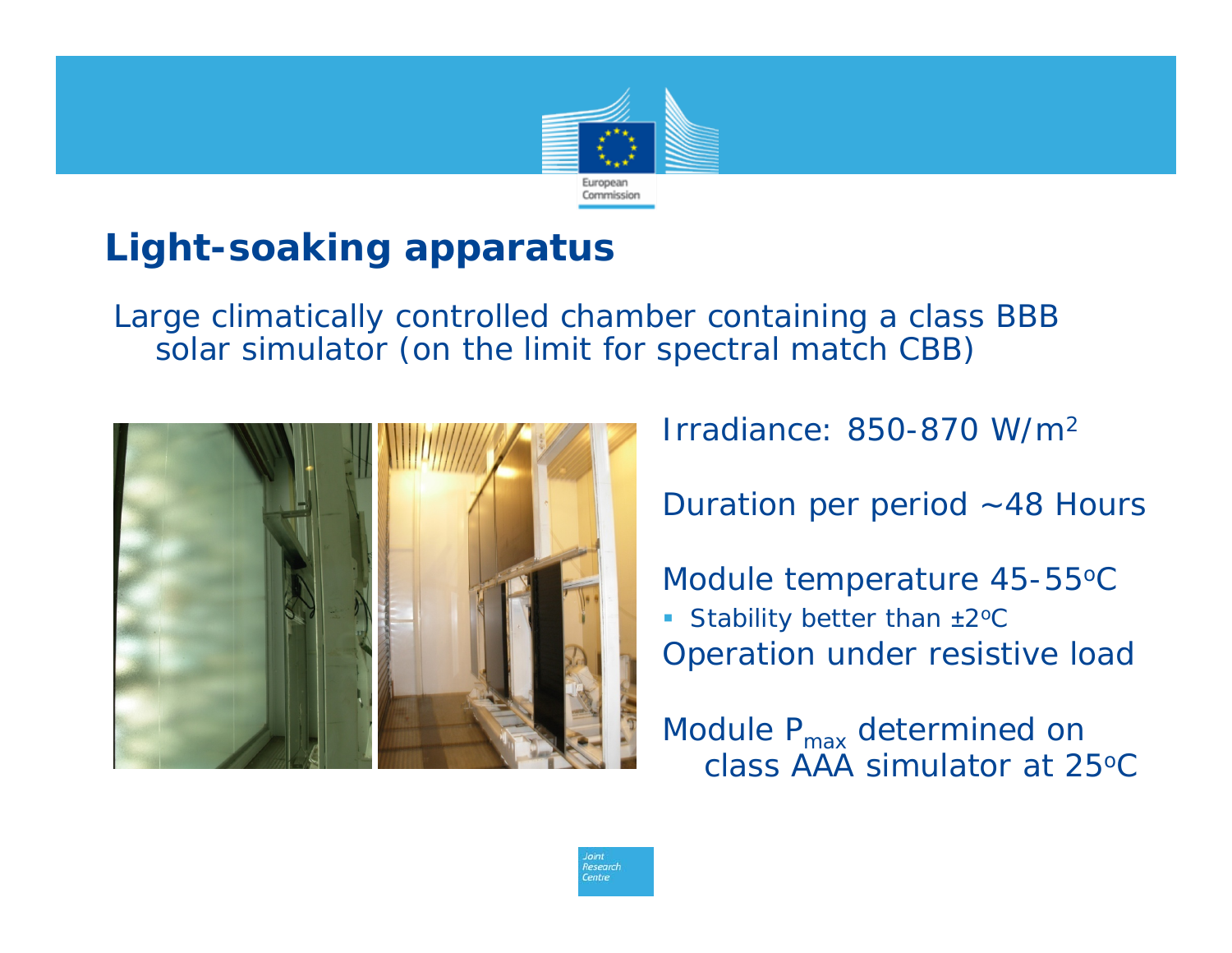# Light-soaking apparatus

Large climatically controlled chamber containing a class BBB solar simulator (on the limit for spectral match CBB)

Irradiance: 850-870 W/m$^2$

Duration per period ~48 Hours

Module temperature 45-55$^o$C

- Stability better than ±2$^o$C

Operation under resistive load

Module $P_{max}$ determined on class AAA simulator at 25$^o$C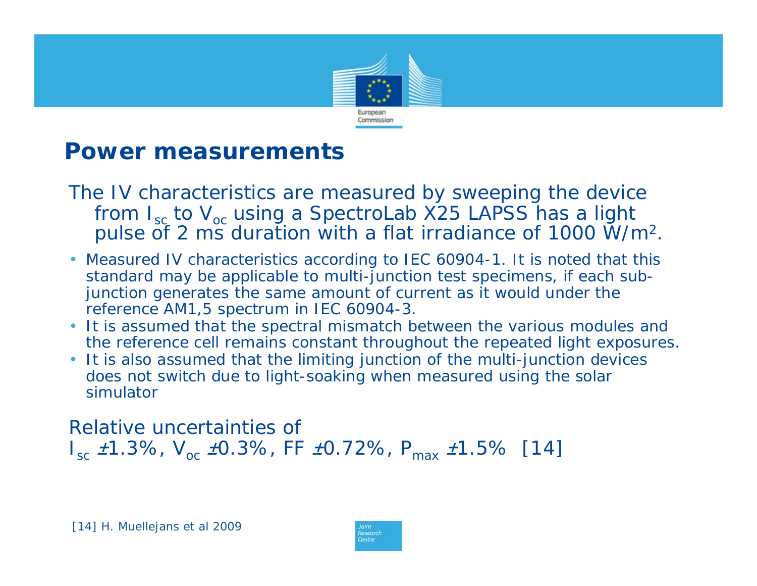# Power measurements

The IV characteristics are measured by sweeping the device from $I_{sc}$ to $V_{oc}$ using a SpectroLab X25 LAPSS has a light pulse of 2 ms duration with a flat irradiance of 1000 $W/m^2$.

- Measured IV characteristics according to IEC 60904-1. It is noted that this standard may be applicable to multi-junction test specimens, if each sub-junction generates the same amount of current as it would under the reference AM1,5 spectrum in IEC 60904-3.
- It is assumed that the spectral mismatch between the various modules and the reference cell remains constant throughout the repeated light exposures.
- It is also assumed that the limiting junction of the multi-junction devices does not switch due to light-soaking when measured using the solar simulator

Relative uncertainties of
$I_{sc}$ ±1.3%, $V_{oc}$ ±0.3%, FF ±0.72%, $P_{max}$ ±1.5% [14]

[14] H. Muellejans et al 2009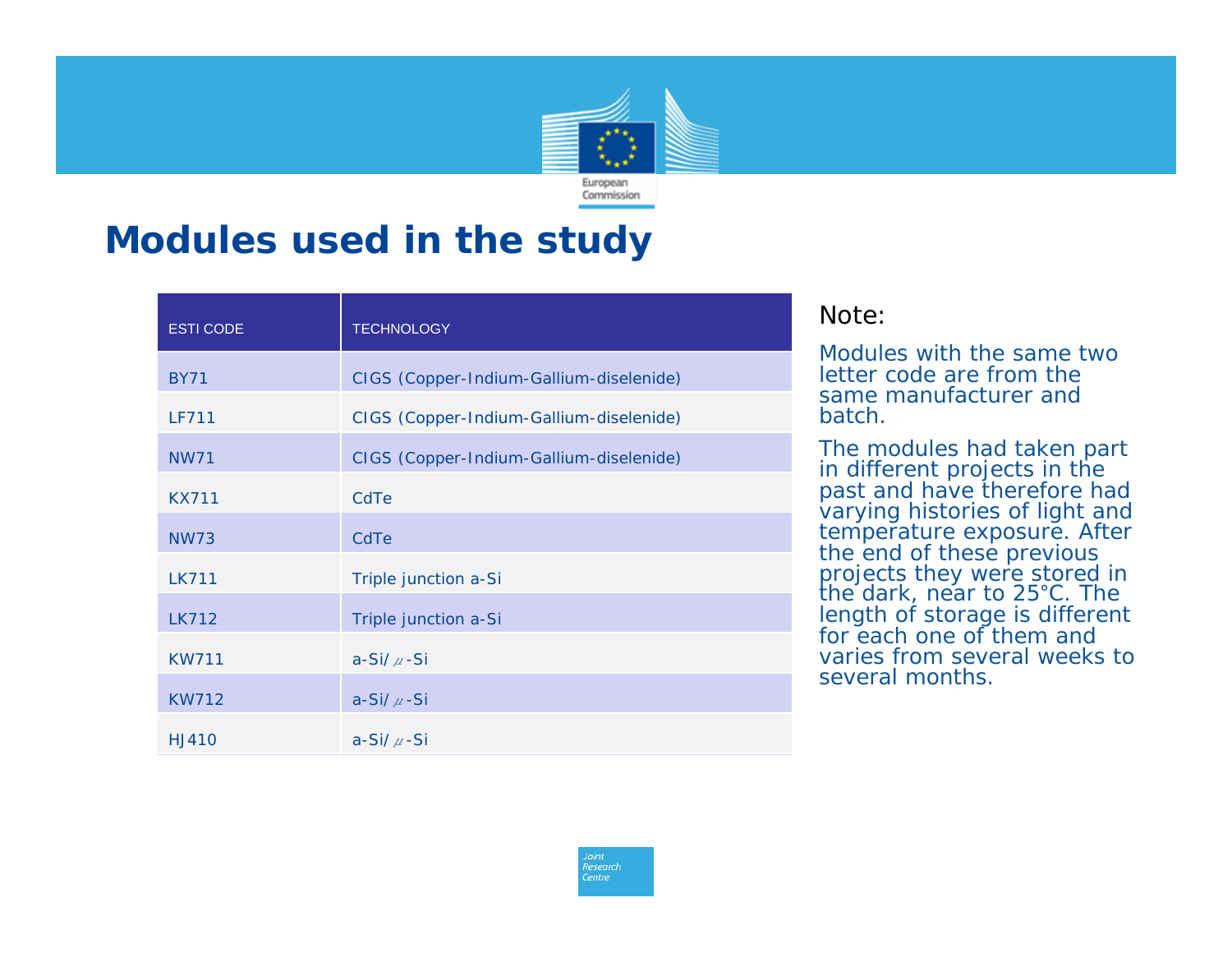# Modules used in the study

| ESTI CODE | TECHNOLOGY |
| --- | --- |
| BY71 | CIGS (Copper-Indium-Gallium-diselenide) |
| LF711 | CIGS (Copper-Indium-Gallium-diselenide) |
| NW71 | CIGS (Copper-Indium-Gallium-diselenide) |
| KX711 | CdTe |
| NW73 | CdTe |
| LK711 | Triple junction a-Si |
| LK712 | Triple junction a-Si |
| KW711 | a-Si/$\mu$-Si |
| KW712 | a-Si/$\mu$-Si |
| HJ410 | a-Si/$\mu$-Si |

Note:

Modules with the same two letter code are from the same manufacturer and batch.

The modules had taken part in different projects in the past and have therefore had varying histories of light and temperature exposure. After the end of these previous projects they were stored in the dark, near to 25°C. The length of storage is different for each one of them and varies from several weeks to several months.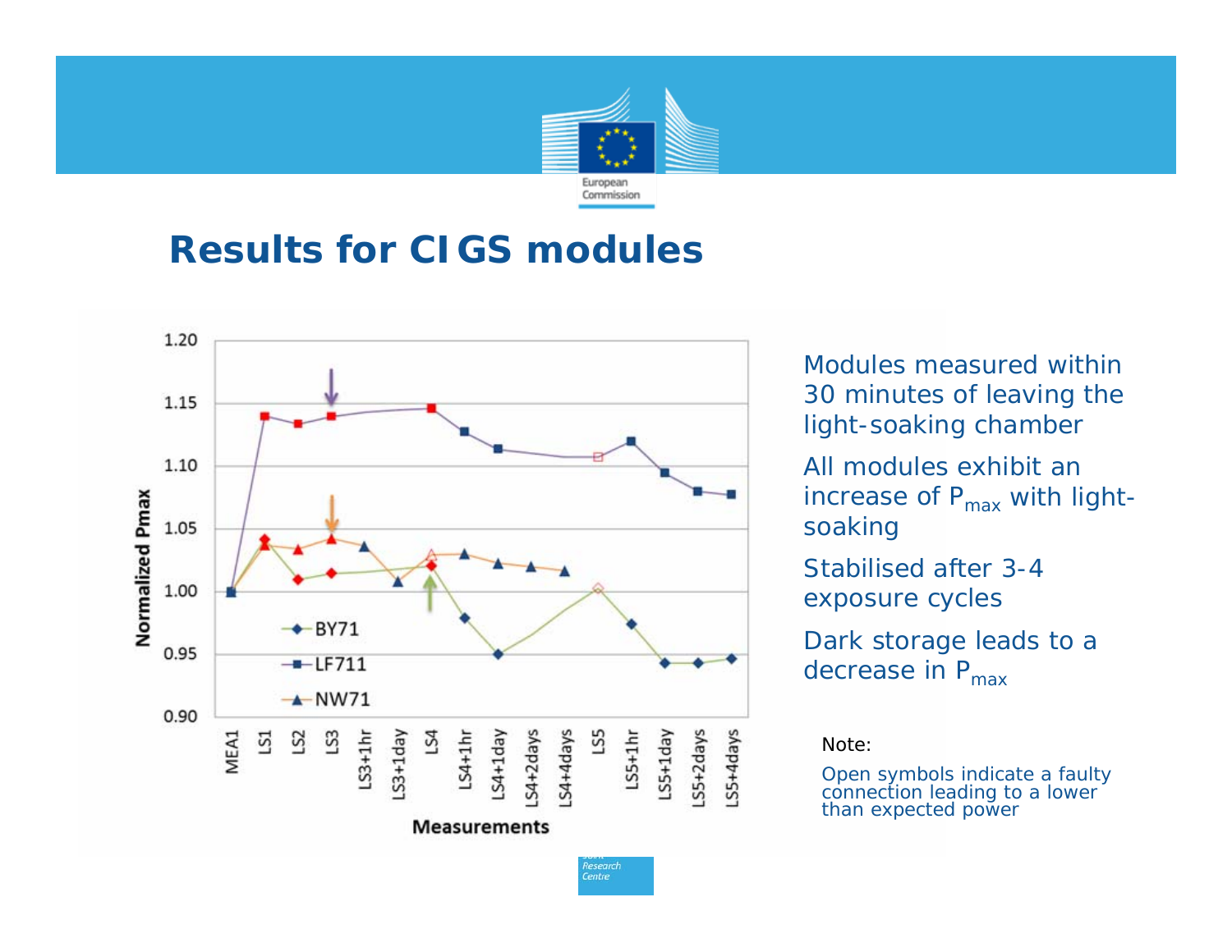# Results for CIGS modules

- Modules measured within 30 minutes of leaving the light-soaking chamber
- All modules exhibit an increase of $P_{max}$ with light-soaking
- Stabilised after 3-4 exposure cycles
- Dark storage leads to a decrease in $P_{max}$

Note:

Open symbols indicate a faulty connection leading to a lower than expected power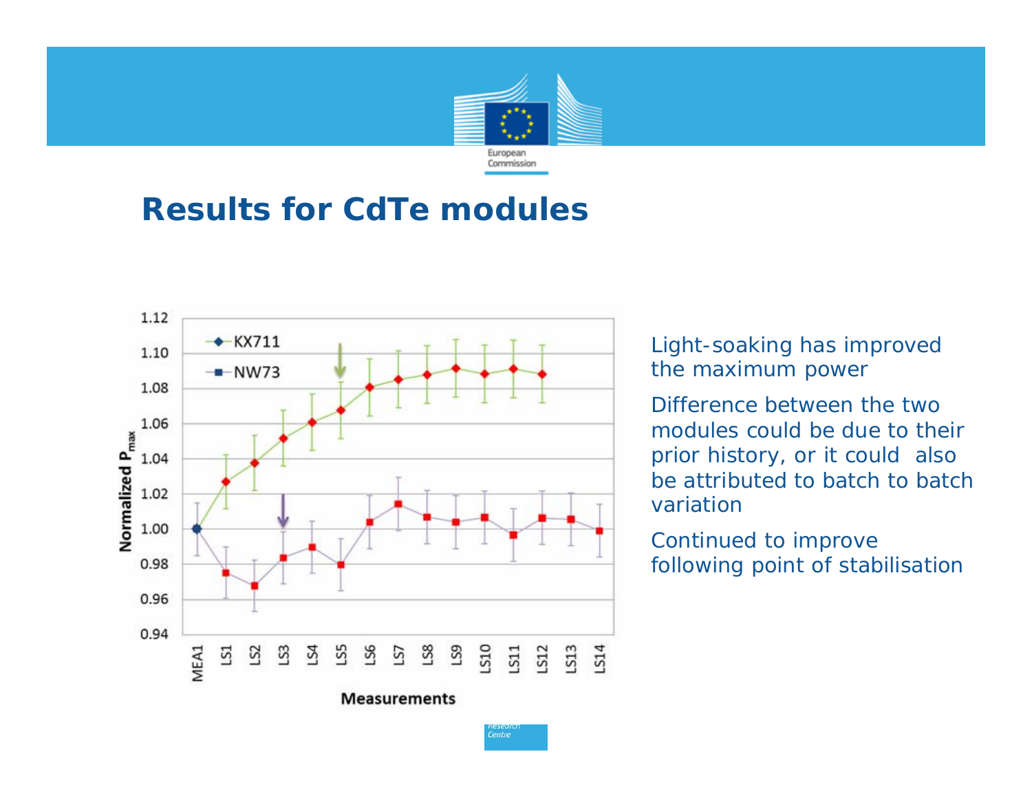# Results for CdTe modules

- Light-soaking has improved the maximum power
- Difference between the two modules could be due to their prior history, or it could also be attributed to batch to batch variation
- Continued to improve following point of stabilisation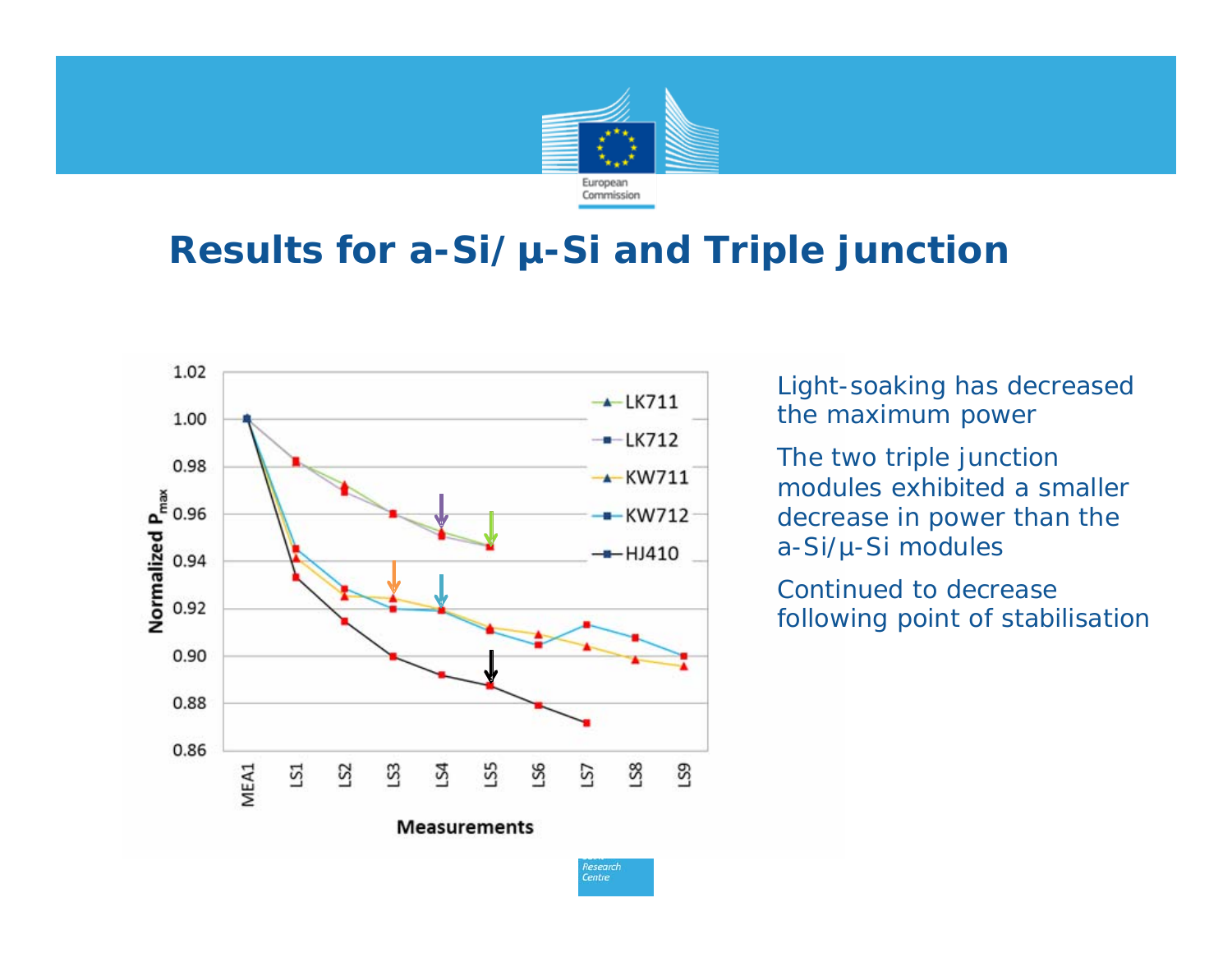# Results for a-Si/ µ-Si and Triple junction

- Light-soaking has decreased the maximum power
- The two triple junction modules exhibited a smaller decrease in power than the a-Si/µ-Si modules
- Continued to decrease following point of stabilisation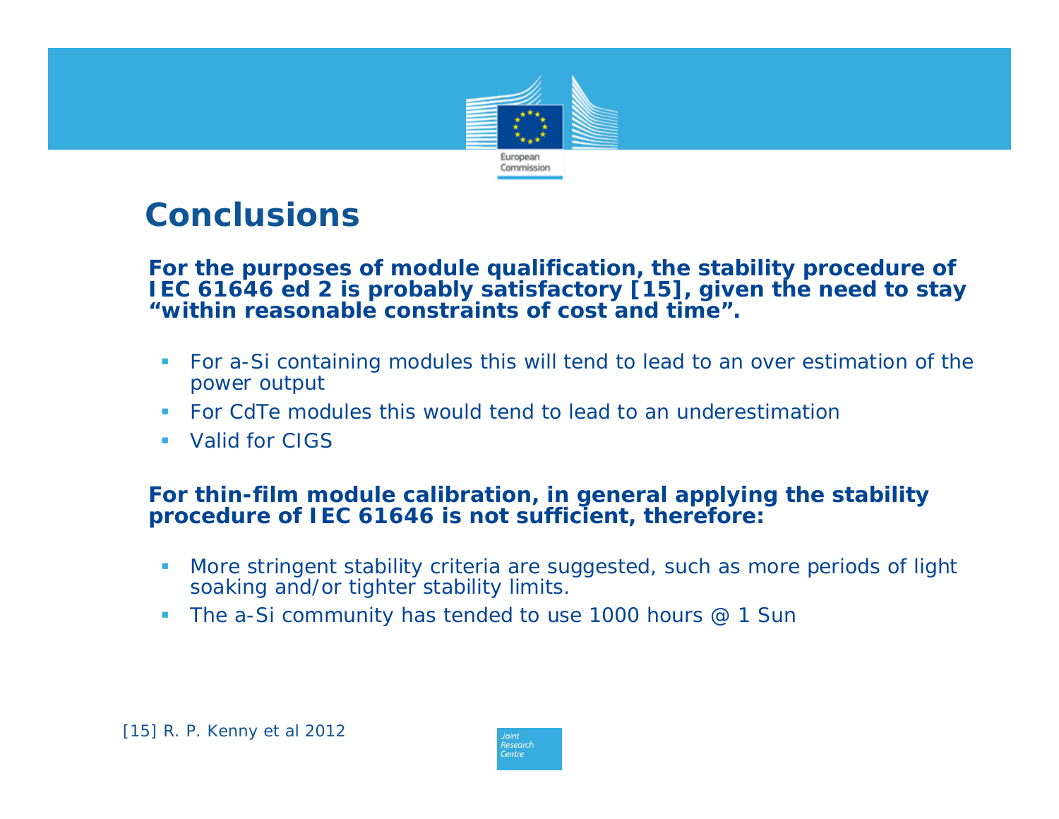# Conclusions

**For the purposes of module qualification, the stability procedure of IEC 61646 ed 2 is probably satisfactory [15], given the need to stay "within reasonable constraints of cost and time".**

- For a-Si containing modules this will tend to lead to an over estimation of the power output
- For CdTe modules this would tend to lead to an underestimation
- Valid for CIGS

**For thin-film module calibration, in general applying the stability procedure of IEC 61646 is not sufficient, therefore:**

- More stringent stability criteria are suggested, such as more periods of light soaking and/or tighter stability limits.
- The a-Si community has tended to use 1000 hours @ 1 Sun

[15] R. P. Kenny et al 2012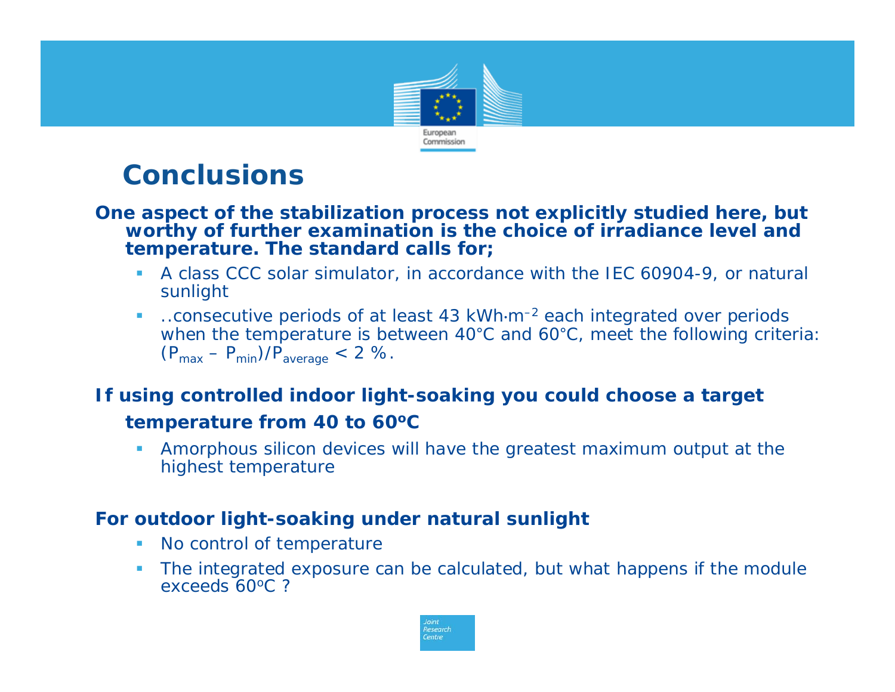# Conclusions

**One aspect of the stabilization process not explicitly studied here, but worthy of further examination is the choice of irradiance level and temperature. The standard calls for;**

- A class CCC solar simulator, in accordance with the IEC 60904-9, or natural sunlight
- ..consecutive periods of at least 43 $kWh \cdot m^{-2}$ each integrated over periods when the temperature is between 40°C and 60°C, meet the following criteria: $(P_{max} - P_{min})/P_{average} < 2\ \%$.

**If using controlled indoor light-soaking you could choose a target temperature from 40 to 60ºC**

- Amorphous silicon devices will have the greatest maximum output at the highest temperature

**For outdoor light-soaking under natural sunlight**

- No control of temperature
- The integrated exposure can be calculated, but what happens if the module exceeds 60ºC ?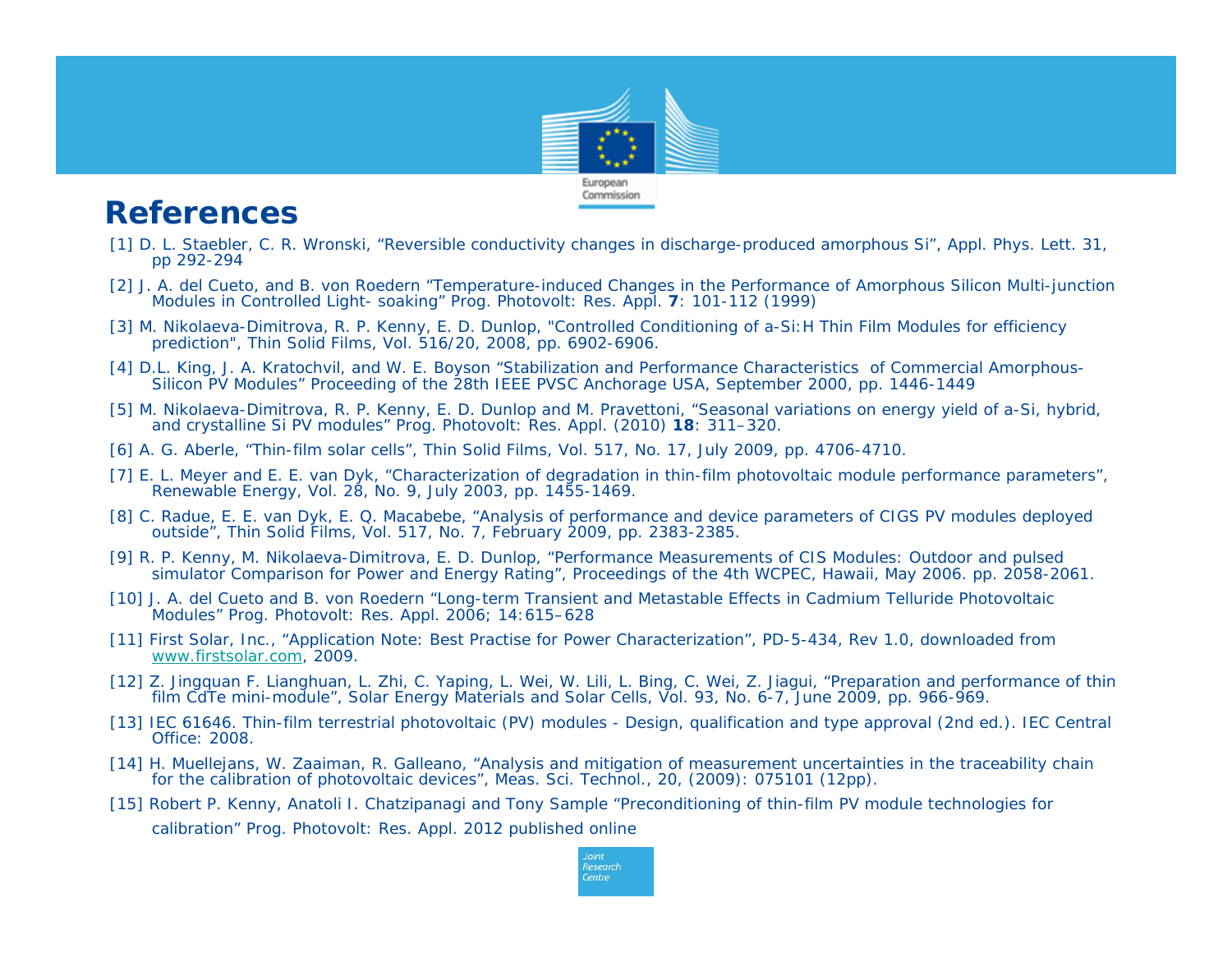# References

[1] D. L. Staebler, C. R. Wronski, "Reversible conductivity changes in discharge-produced amorphous Si", Appl. Phys. Lett. 31, pp 292-294

[2] J. A. del Cueto, and B. von Roedern "Temperature-induced Changes in the Performance of Amorphous Silicon Multi-junction Modules in Controlled Light- soaking" Prog. Photovolt: Res. Appl. **7**: 101-112 (1999)

[3] M. Nikolaeva-Dimitrova, R. P. Kenny, E. D. Dunlop, "Controlled Conditioning of a-Si:H Thin Film Modules for efficiency prediction", Thin Solid Films, Vol. 516/20, 2008, pp. 6902-6906.

[4] D.L. King, J. A. Kratochvil, and W. E. Boyson "Stabilization and Performance Characteristics of Commercial Amorphous-Silicon PV Modules" Proceeding of the 28th IEEE PVSC Anchorage USA, September 2000, pp. 1446-1449

[5] M. Nikolaeva-Dimitrova, R. P. Kenny, E. D. Dunlop and M. Pravettoni, "Seasonal variations on energy yield of a-Si, hybrid, and crystalline Si PV modules" Prog. Photovolt: Res. Appl. (2010) **18**: 311–320.

[6] A. G. Aberle, "Thin-film solar cells", Thin Solid Films, Vol. 517, No. 17, July 2009, pp. 4706-4710.

[7] E. L. Meyer and E. E. van Dyk, "Characterization of degradation in thin-film photovoltaic module performance parameters", Renewable Energy, Vol. 28, No. 9, July 2003, pp. 1455-1469.

[8] C. Radue, E. E. van Dyk, E. Q. Macabebe, "Analysis of performance and device parameters of CIGS PV modules deployed outside", Thin Solid Films, Vol. 517, No. 7, February 2009, pp. 2383-2385.

[9] R. P. Kenny, M. Nikolaeva-Dimitrova, E. D. Dunlop, "Performance Measurements of CIS Modules: Outdoor and pulsed simulator Comparison for Power and Energy Rating", Proceedings of the 4th WCPEC, Hawaii, May 2006. pp. 2058-2061.

[10] J. A. del Cueto and B. von Roedern "Long-term Transient and Metastable Effects in Cadmium Telluride Photovoltaic Modules" Prog. Photovolt: Res. Appl. 2006; 14:615–628

[11] First Solar, Inc., "Application Note: Best Practise for Power Characterization", PD-5-434, Rev 1.0, downloaded from www.firstsolar.com, 2009.

[12] Z. Jingquan F. Lianghuan, L. Zhi, C. Yaping, L. Wei, W. Lili, L. Bing, C. Wei, Z. Jiagui, "Preparation and performance of thin film CdTe mini-module", Solar Energy Materials and Solar Cells, Vol. 93, No. 6-7, June 2009, pp. 966-969.

[13] IEC 61646. Thin-film terrestrial photovoltaic (PV) modules - Design, qualification and type approval (2nd ed.). IEC Central Office: 2008.

[14] H. Muellejans, W. Zaaiman, R. Galleano, "Analysis and mitigation of measurement uncertainties in the traceability chain for the calibration of photovoltaic devices", Meas. Sci. Technol., 20, (2009): 075101 (12pp).

[15] Robert P. Kenny, Anatoli I. Chatzipanagi and Tony Sample "Preconditioning of thin-film PV module technologies for calibration" Prog. Photovolt: Res. Appl. 2012 published online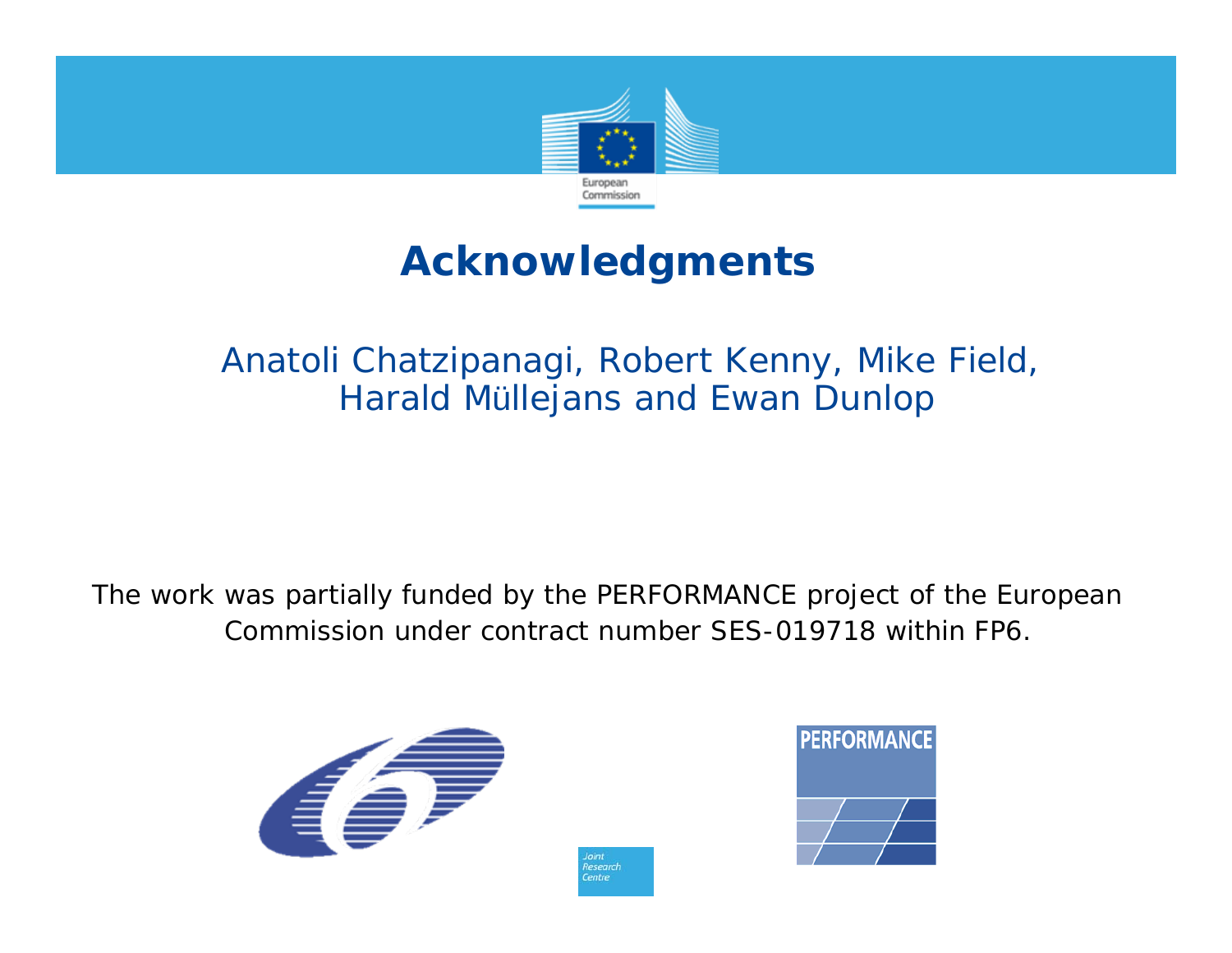# Acknowledgments

Anatoli Chatzipanagi, Robert Kenny, Mike Field, Harald Müllejans and Ewan Dunlop

The work was partially funded by the PERFORMANCE project of the European Commission under contract number SES-019718 within FP6.